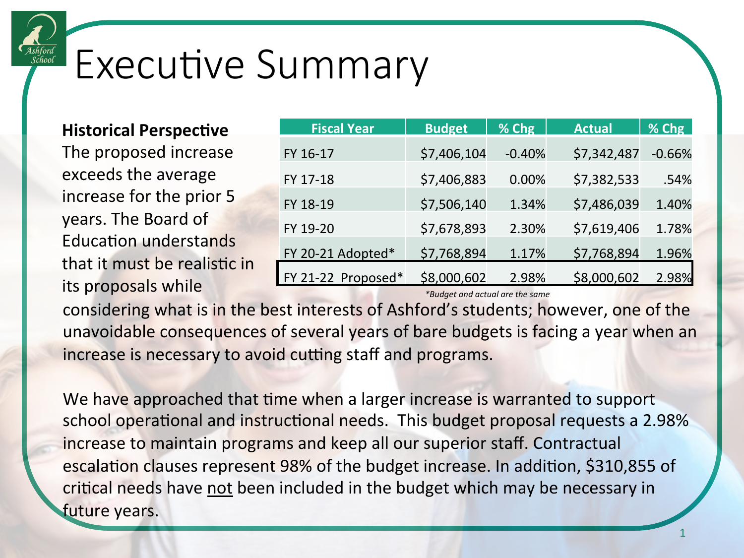# Executive Summary

| Fiscal Year | Budget | % Chg | Actual | % Chg |
|---|---|---|---|---|
| FY 16-17 | $7,406,104 | -0.40% | $7,342,487 | -0.66% |
| FY 17-18 | $7,406,883 | 0.00% | $7,382,533 | .54% |
| FY 18-19 | $7,506,140 | 1.34% | $7,486,039 | 1.40% |
| FY 19-20 | $7,678,893 | 2.30% | $7,619,406 | 1.78% |
| FY 20-21 Adopted* | $7,768,894 | 1.17% | $7,768,894 | 1.96% |
| FY 21-22 Proposed* | $8,000,602 | 2.98% | $8,000,602 | 2.98% |

*Budget and actual are the same*

**Historical Perspective**

The proposed increase exceeds the average increase for the prior 5 years. The Board of Education understands that it must be realistic in its proposals while considering what is in the best interests of Ashford's students; however, one of the unavoidable consequences of several years of bare budgets is facing a year when an increase is necessary to avoid cutting staff and programs.

We have approached that time when a larger increase is warranted to support school operational and instructional needs. This budget proposal requests a 2.98% increase to maintain programs and keep all our superior staff. Contractual escalation clauses represent 98% of the budget increase. In addition, $310,855 of critical needs have <u>not</u> been included in the budget which may be necessary in future years.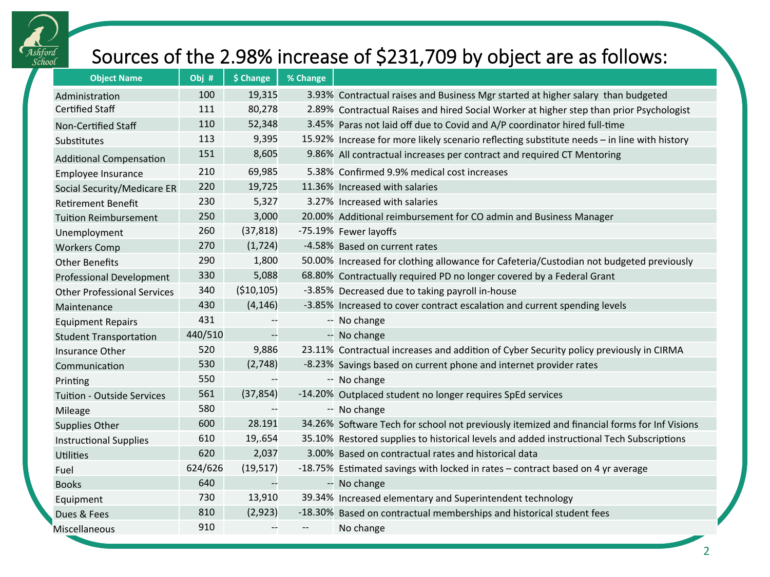# Sources of the 2.98% increase of $231,709 by object are as follows:

| Object Name | Obj # | $ Change | % Change | |
|---|---|---|---|---|
| Administration | 100 | 19,315 | 3.93% | Contractual raises and Business Mgr started at higher salary than budgeted |
| Certified Staff | 111 | 80,278 | 2.89% | Contractual Raises and hired Social Worker at higher step than prior Psychologist |
| Non-Certified Staff | 110 | 52,348 | 3.45% | Paras not laid off due to Covid and A/P coordinator hired full-time |
| Substitutes | 113 | 9,395 | 15.92% | Increase for more likely scenario reflecting substitute needs – in line with history |
| Additional Compensation | 151 | 8,605 | 9.86% | All contractual increases per contract and required CT Mentoring |
| Employee Insurance | 210 | 69,985 | 5.38% | Confirmed 9.9% medical cost increases |
| Social Security/Medicare ER | 220 | 19,725 | 11.36% | Increased with salaries |
| Retirement Benefit | 230 | 5,327 | 3.27% | Increased with salaries |
| Tuition Reimbursement | 250 | 3,000 | 20.00% | Additional reimbursement for CO admin and Business Manager |
| Unemployment | 260 | (37,818) | -75.19% | Fewer layoffs |
| Workers Comp | 270 | (1,724) | -4.58% | Based on current rates |
| Other Benefits | 290 | 1,800 | 50.00% | Increased for clothing allowance for Cafeteria/Custodian not budgeted previously |
| Professional Development | 330 | 5,088 | 68.80% | Contractually required PD no longer covered by a Federal Grant |
| Other Professional Services | 340 | ($10,105) | -3.85% | Decreased due to taking payroll in-house |
| Maintenance | 430 | (4,146) | -3.85% | Increased to cover contract escalation and current spending levels |
| Equipment Repairs | 431 | -- | -- | No change |
| Student Transportation | 440/510 | -- | -- | No change |
| Insurance Other | 520 | 9,886 | 23.11% | Contractual increases and addition of Cyber Security policy previously in CIRMA |
| Communication | 530 | (2,748) | -8.23% | Savings based on current phone and internet provider rates |
| Printing | 550 | -- | -- | No change |
| Tuition - Outside Services | 561 | (37,854) | -14.20% | Outplaced student no longer requires SpEd services |
| Mileage | 580 | -- | -- | No change |
| Supplies Other | 600 | 28.191 | 34.26% | Software Tech for school not previously itemized and financial forms for Inf Visions |
| Instructional Supplies | 610 | 19,.654 | 35.10% | Restored supplies to historical levels and added instructional Tech Subscriptions |
| Utilities | 620 | 2,037 | 3.00% | Based on contractual rates and historical data |
| Fuel | 624/626 | (19,517) | -18.75% | Estimated savings with locked in rates – contract based on 4 yr average |
| Books | 640 | -- | -- | No change |
| Equipment | 730 | 13,910 | 39.34% | Increased elementary and Superintendent technology |
| Dues & Fees | 810 | (2,923) | -18.30% | Based on contractual memberships and historical student fees |
| Miscellaneous | 910 | -- | -- | No change |